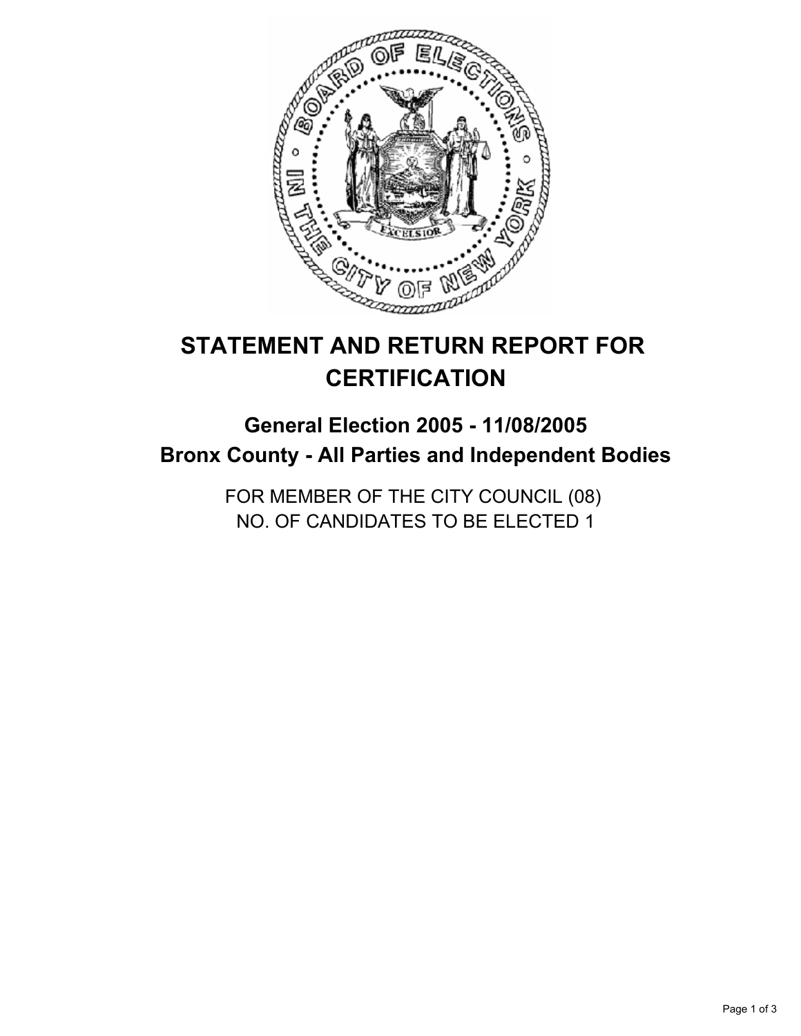# STATEMENT AND RETURN REPORT FOR CERTIFICATION

## General Election 2005 - 11/08/2005
## Bronx County - All Parties and Independent Bodies

FOR MEMBER OF THE CITY COUNCIL (08)
NO. OF CANDIDATES TO BE ELECTED 1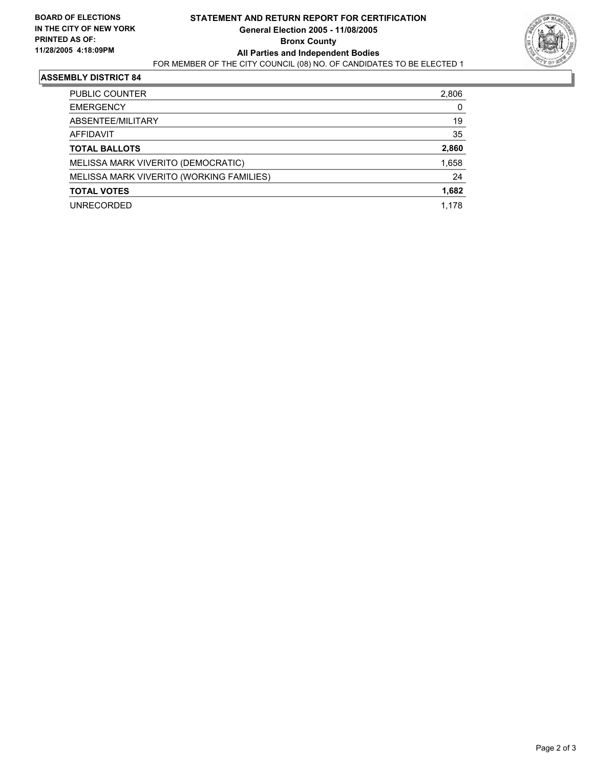**BOARD OF ELECTIONS IN THE CITY OF NEW YORK PRINTED AS OF: 11/28/2005 4:18:09PM**

# STATEMENT AND RETURN REPORT FOR CERTIFICATION
## General Election 2005 - 11/08/2005
## Bronx County
## All Parties and Independent Bodies

FOR MEMBER OF THE CITY COUNCIL (08) NO. OF CANDIDATES TO BE ELECTED 1

### ASSEMBLY DISTRICT 84

| | |
|---|---|
| PUBLIC COUNTER | 2,806 |
| EMERGENCY | 0 |
| ABSENTEE/MILITARY | 19 |
| AFFIDAVIT | 35 |
| **TOTAL BALLOTS** | **2,860** |
| MELISSA MARK VIVERITO (DEMOCRATIC) | 1,658 |
| MELISSA MARK VIVERITO (WORKING FAMILIES) | 24 |
| **TOTAL VOTES** | **1,682** |
| UNRECORDED | 1,178 |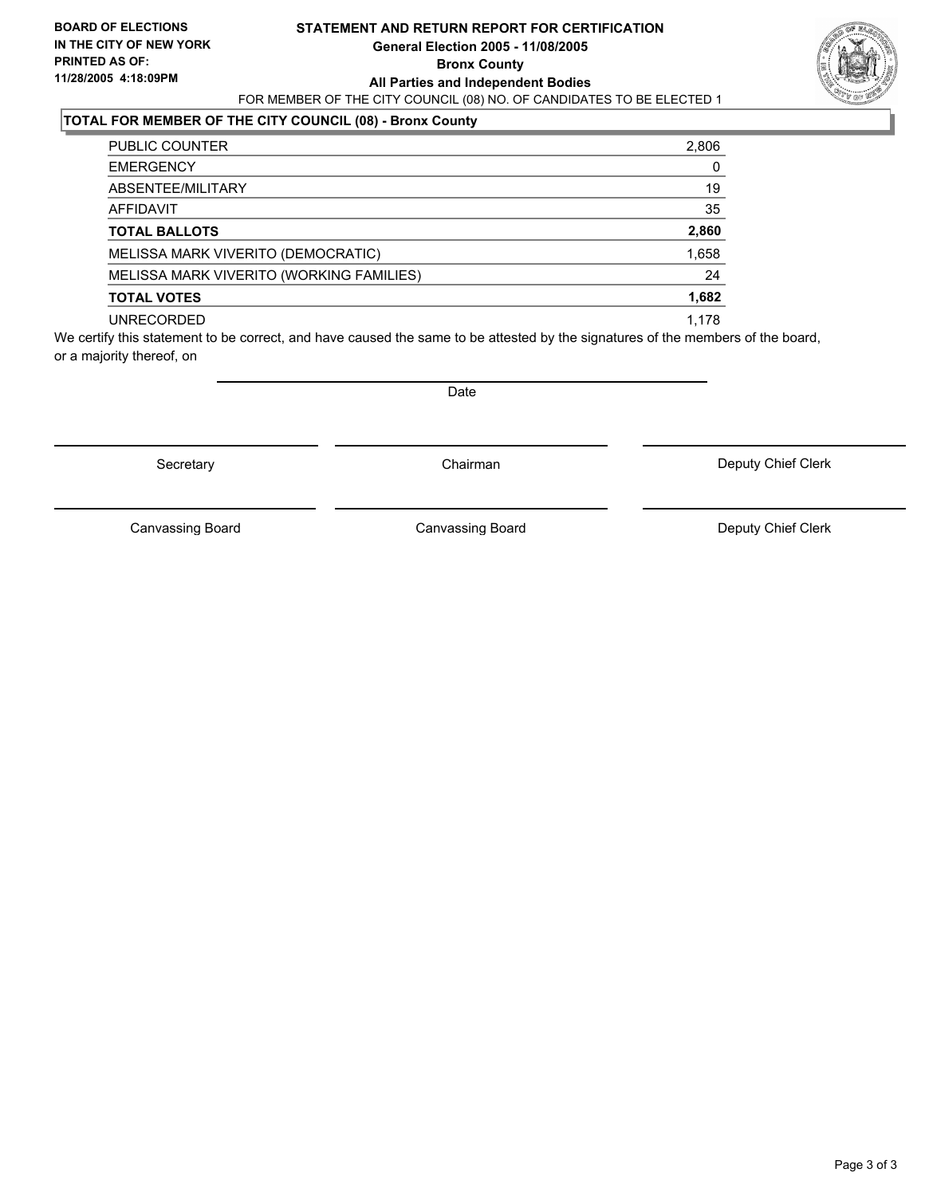**BOARD OF ELECTIONS IN THE CITY OF NEW YORK PRINTED AS OF: 11/28/2005 4:18:09PM**

# STATEMENT AND RETURN REPORT FOR CERTIFICATION
## General Election 2005 - 11/08/2005
## Bronx County
## All Parties and Independent Bodies

FOR MEMBER OF THE CITY COUNCIL (08) NO. OF CANDIDATES TO BE ELECTED 1

### TOTAL FOR MEMBER OF THE CITY COUNCIL (08) - Bronx County

| | |
|---|---|
| PUBLIC COUNTER | 2,806 |
| EMERGENCY | 0 |
| ABSENTEE/MILITARY | 19 |
| AFFIDAVIT | 35 |
| **TOTAL BALLOTS** | **2,860** |
| MELISSA MARK VIVERITO (DEMOCRATIC) | 1,658 |
| MELISSA MARK VIVERITO (WORKING FAMILIES) | 24 |
| **TOTAL VOTES** | **1,682** |
| UNRECORDED | 1,178 |

We certify this statement to be correct, and have caused the same to be attested by the signatures of the members of the board, or a majority thereof, on

Date

Secretary | Chairman | Deputy Chief Clerk

Canvassing Board | Canvassing Board | Deputy Chief Clerk